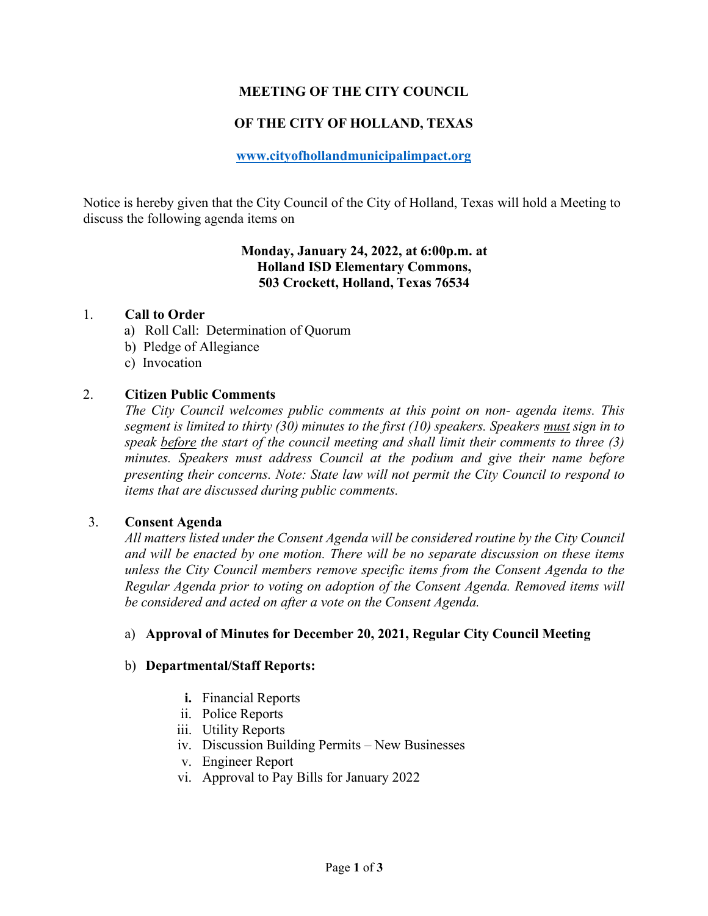**MEETING OF THE CITY COUNCIL**

**OF THE CITY OF HOLLAND, TEXAS**

[www.cityofhollandmunicipalimpact.org](http://www.cityofhollandmunicipalimpact.org)

Notice is hereby given that the City Council of the City of Holland, Texas will hold a Meeting to discuss the following agenda items on

**Monday, January 24, 2022, at 6:00p.m. at**
**Holland ISD Elementary Commons,**
**503 Crockett, Holland, Texas 76534**

1. **Call to Order**
   a) Roll Call: Determination of Quorum
   b) Pledge of Allegiance
   c) Invocation

2. **Citizen Public Comments**
   *The City Council welcomes public comments at this point on non- agenda items. This segment is limited to thirty (30) minutes to the first (10) speakers. Speakers must sign in to speak before the start of the council meeting and shall limit their comments to three (3) minutes. Speakers must address Council at the podium and give their name before presenting their concerns. Note: State law will not permit the City Council to respond to items that are discussed during public comments.*

3. **Consent Agenda**
   *All matters listed under the Consent Agenda will be considered routine by the City Council and will be enacted by one motion. There will be no separate discussion on these items unless the City Council members remove specific items from the Consent Agenda to the Regular Agenda prior to voting on adoption of the Consent Agenda. Removed items will be considered and acted on after a vote on the Consent Agenda.*

   a) **Approval of Minutes for December 20, 2021, Regular City Council Meeting**

   b) **Departmental/Staff Reports:**

      i. Financial Reports
      ii. Police Reports
      iii. Utility Reports
      iv. Discussion Building Permits – New Businesses
      v. Engineer Report
      vi. Approval to Pay Bills for January 2022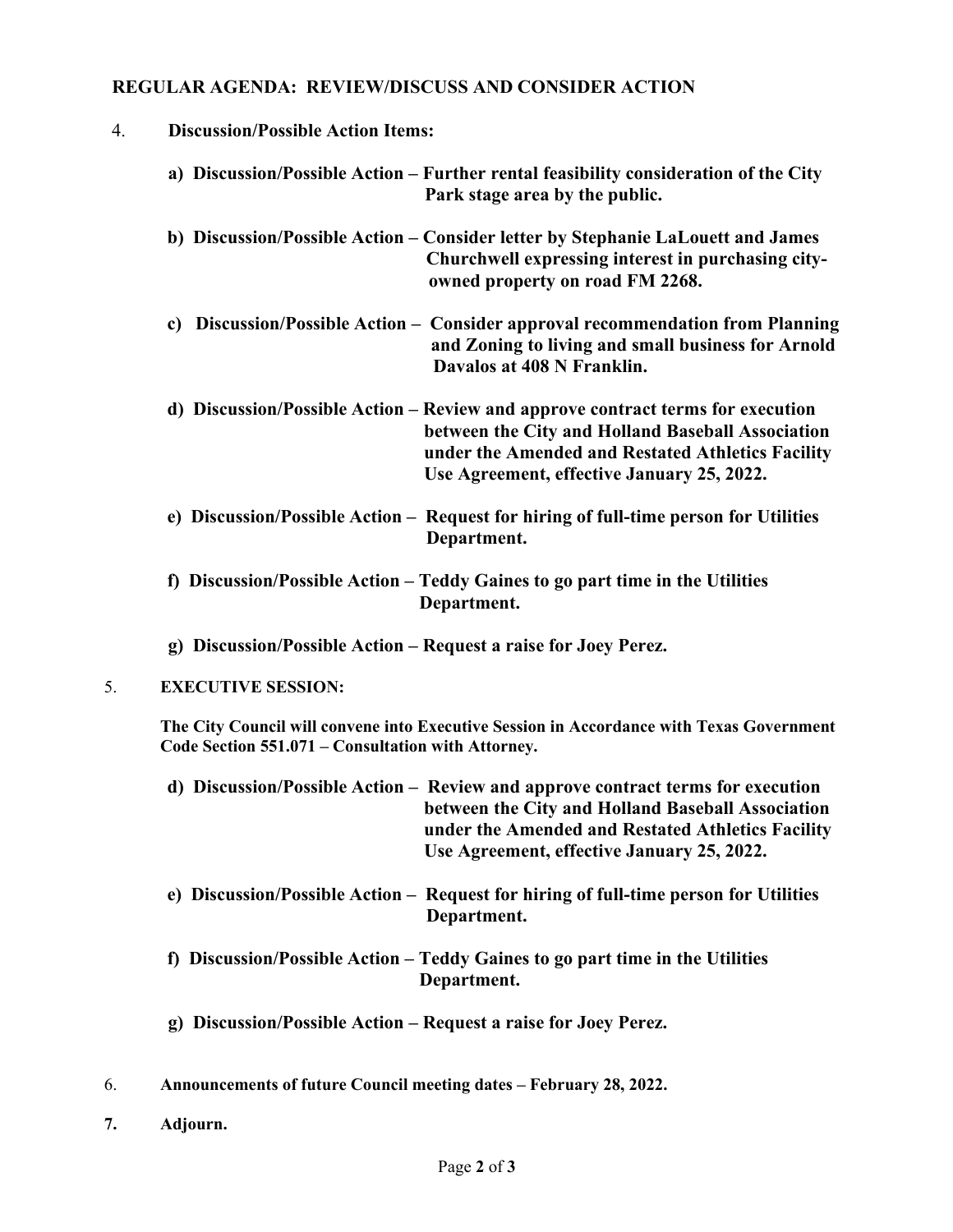## REGULAR AGENDA: REVIEW/DISCUSS AND CONSIDER ACTION

4. **Discussion/Possible Action Items:**

   **a) Discussion/Possible Action – Further rental feasibility consideration of the City Park stage area by the public.**

   **b) Discussion/Possible Action – Consider letter by Stephanie LaLouett and James Churchwell expressing interest in purchasing city-owned property on road FM 2268.**

   **c) Discussion/Possible Action – Consider approval recommendation from Planning and Zoning to living and small business for Arnold Davalos at 408 N Franklin.**

   **d) Discussion/Possible Action – Review and approve contract terms for execution between the City and Holland Baseball Association under the Amended and Restated Athletics Facility Use Agreement, effective January 25, 2022.**

   **e) Discussion/Possible Action – Request for hiring of full-time person for Utilities Department.**

   **f) Discussion/Possible Action – Teddy Gaines to go part time in the Utilities Department.**

   **g) Discussion/Possible Action – Request a raise for Joey Perez.**

5. **EXECUTIVE SESSION:**

   **The City Council will convene into Executive Session in Accordance with Texas Government Code Section 551.071 – Consultation with Attorney.**

   **d) Discussion/Possible Action – Review and approve contract terms for execution between the City and Holland Baseball Association under the Amended and Restated Athletics Facility Use Agreement, effective January 25, 2022.**

   **e) Discussion/Possible Action – Request for hiring of full-time person for Utilities Department.**

   **f) Discussion/Possible Action – Teddy Gaines to go part time in the Utilities Department.**

   **g) Discussion/Possible Action – Request a raise for Joey Perez.**

6. **Announcements of future Council meeting dates – February 28, 2022.**

7. **Adjourn.**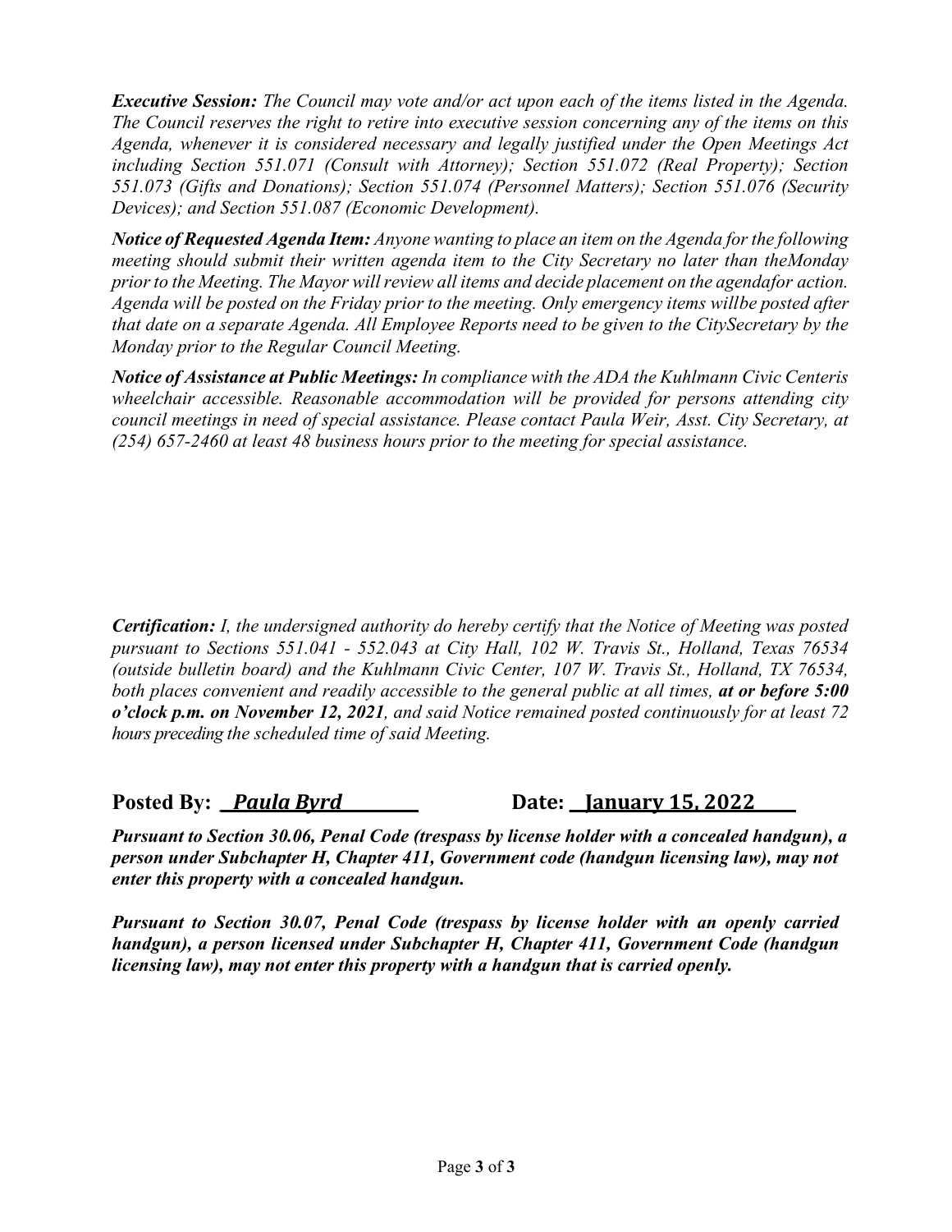***Executive Session:*** *The Council may vote and/or act upon each of the items listed in the Agenda. The Council reserves the right to retire into executive session concerning any of the items on this Agenda, whenever it is considered necessary and legally justified under the Open Meetings Act including Section 551.071 (Consult with Attorney); Section 551.072 (Real Property); Section 551.073 (Gifts and Donations); Section 551.074 (Personnel Matters); Section 551.076 (Security Devices); and Section 551.087 (Economic Development).*

***Notice of Requested Agenda Item:*** *Anyone wanting to place an item on the Agenda for the following meeting should submit their written agenda item to the City Secretary no later than theMonday prior to the Meeting. The Mayor will review all items and decide placement on the agendafor action. Agenda will be posted on the Friday prior to the meeting. Only emergency items willbe posted after that date on a separate Agenda. All Employee Reports need to be given to the CitySecretary by the Monday prior to the Regular Council Meeting.*

***Notice of Assistance at Public Meetings:*** *In compliance with the ADA the Kuhlmann Civic Centeris wheelchair accessible. Reasonable accommodation will be provided for persons attending city council meetings in need of special assistance. Please contact Paula Weir, Asst. City Secretary, at (254) 657-2460 at least 48 business hours prior to the meeting for special assistance.*

***Certification:*** *I, the undersigned authority do hereby certify that the Notice of Meeting was posted pursuant to Sections 551.041 - 552.043 at City Hall, 102 W. Travis St., Holland, Texas 76534 (outside bulletin board) and the Kuhlmann Civic Center, 107 W. Travis St., Holland, TX 76534, both places convenient and readily accessible to the general public at all times,* ***at or before 5:00 o'clock p.m. on November 12, 2021****, and said Notice remained posted continuously for at least 72 hours preceding the scheduled time of said Meeting.*

**Posted By:** ***Paula Byrd*** **Date: January 15, 2022**

***Pursuant to Section 30.06, Penal Code (trespass by license holder with a concealed handgun), a person under Subchapter H, Chapter 411, Government code (handgun licensing law), may not enter this property with a concealed handgun.***

***Pursuant to Section 30.07, Penal Code (trespass by license holder with an openly carried handgun), a person licensed under Subchapter H, Chapter 411, Government Code (handgun licensing law), may not enter this property with a handgun that is carried openly.***